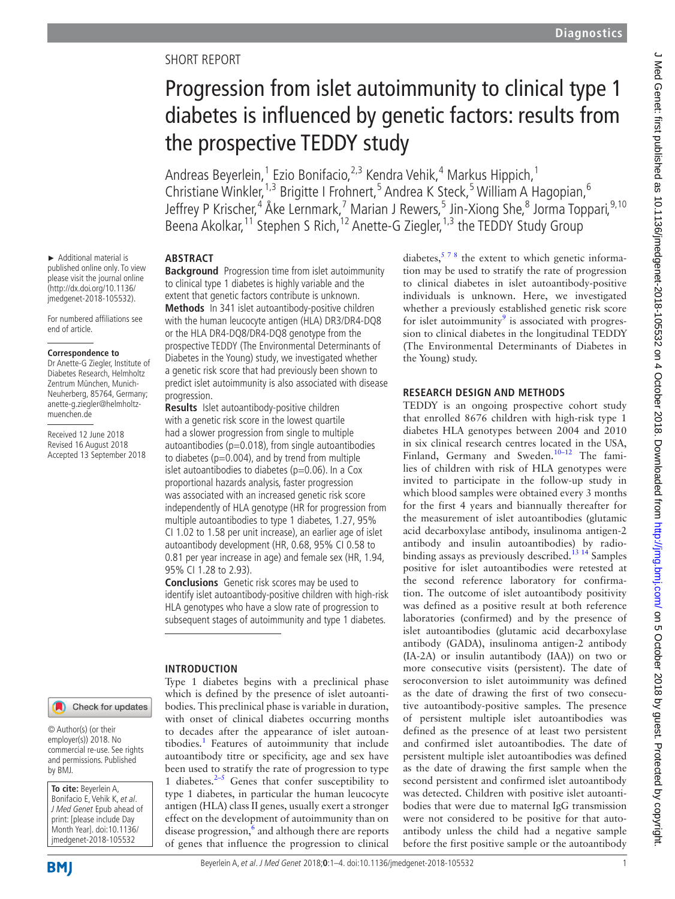SHORT REPORT

# Progression from islet autoimmunity to clinical type 1 diabetes is influenced by genetic factors: results from the prospective TEDDY study

Andreas Beyerlein,[1] Ezio Bonifacio,[2,3] Kendra Vehik,[4] Markus Hippich,[1] Christiane Winkler,[1,3] Brigitte I Frohnert,[5] Andrea K Steck,[5] William A Hagopian,[6] Jeffrey P Krischer,[4] Åke Lernmark,[7] Marian J Rewers,[5] Jin-Xiong She,[8] Jorma Toppari,[9,10] Beena Akolkar,[11] Stephen S Rich,[12] Anette-G Ziegler,[1,3] the TEDDY Study Group

► Additional material is published online only. To view please visit the journal online (http://dx.doi.org/10.1136/jmedgenet-2018-105532).

For numbered affiliations see end of article.

**Correspondence to**
Dr Anette-G Ziegler, Institute of Diabetes Research, Helmholtz Zentrum München, Munich-Neuherberg, 85764, Germany; anette-g.ziegler@helmholtz-muenchen.de

Received 12 June 2018
Revised 16 August 2018
Accepted 13 September 2018

© Author(s) (or their employer(s)) 2018. No commercial re-use. See rights and permissions. Published by BMJ.

**To cite:** Beyerlein A, Bonifacio E, Vehik K, *et al*. *J Med Genet* Epub ahead of print: [please include Day Month Year]. doi:10.1136/jmedgenet-2018-105532

## ABSTRACT

**Background** Progression time from islet autoimmunity to clinical type 1 diabetes is highly variable and the extent that genetic factors contribute is unknown.

**Methods** In 341 islet autoantibody-positive children with the human leucocyte antigen (HLA) DR3/DR4-DQ8 or the HLA DR4-DQ8/DR4-DQ8 genotype from the prospective TEDDY (The Environmental Determinants of Diabetes in the Young) study, we investigated whether a genetic risk score that had previously been shown to predict islet autoimmunity is also associated with disease progression.

**Results** Islet autoantibody-positive children with a genetic risk score in the lowest quartile had a slower progression from single to multiple autoantibodies (p=0.018), from single autoantibodies to diabetes (p=0.004), and by trend from multiple islet autoantibodies to diabetes (p=0.06). In a Cox proportional hazards analysis, faster progression was associated with an increased genetic risk score independently of HLA genotype (HR for progression from multiple autoantibodies to type 1 diabetes, 1.27, 95% CI 1.02 to 1.58 per unit increase), an earlier age of islet autoantibody development (HR, 0.68, 95% CI 0.58 to 0.81 per year increase in age) and female sex (HR, 1.94, 95% CI 1.28 to 2.93).

**Conclusions** Genetic risk scores may be used to identify islet autoantibody-positive children with high-risk HLA genotypes who have a slow rate of progression to subsequent stages of autoimmunity and type 1 diabetes.

## INTRODUCTION

Type 1 diabetes begins with a preclinical phase which is defined by the presence of islet autoantibodies. This preclinical phase is variable in duration, with onset of clinical diabetes occurring months to decades after the appearance of islet autoantibodies.[1] Features of autoimmunity that include autoantibody titre or specificity, age and sex have been used to stratify the rate of progression to type 1 diabetes.[2–5] Genes that confer susceptibility to type 1 diabetes, in particular the human leucocyte antigen (HLA) class II genes, usually exert a stronger effect on the development of autoimmunity than on disease progression,[6] and although there are reports of genes that influence the progression to clinical diabetes,[5 7 8] the extent to which genetic information may be used to stratify the rate of progression to clinical diabetes in islet autoantibody-positive individuals is unknown. Here, we investigated whether a previously established genetic risk score for islet autoimmunity[9] is associated with progression to clinical diabetes in the longitudinal TEDDY (The Environmental Determinants of Diabetes in the Young) study.

## RESEARCH DESIGN AND METHODS

TEDDY is an ongoing prospective cohort study that enrolled 8676 children with high-risk type 1 diabetes HLA genotypes between 2004 and 2010 in six clinical research centres located in the USA, Finland, Germany and Sweden.[10–12] The families of children with risk of HLA genotypes were invited to participate in the follow-up study in which blood samples were obtained every 3 months for the first 4 years and biannually thereafter for the measurement of islet autoantibodies (glutamic acid decarboxylase antibody, insulinoma antigen-2 antibody and insulin autoantibodies) by radiobinding assays as previously described.[13 14] Samples positive for islet autoantibodies were retested at the second reference laboratory for confirmation. The outcome of islet autoantibody positivity was defined as a positive result at both reference laboratories (confirmed) and by the presence of islet autoantibodies (glutamic acid decarboxylase antibody (GADA), insulinoma antigen-2 antibody (IA-2A) or insulin autantibody (IAA)) on two or more consecutive visits (persistent). The date of seroconversion to islet autoimmunity was defined as the date of drawing the first of two consecutive autoantibody-positive samples. The presence of persistent multiple islet autoantibodies was defined as the presence of at least two persistent and confirmed islet autoantibodies. The date of persistent multiple islet autoantibodies was defined as the date of drawing the first sample when the second persistent and confirmed islet autoantibody was detected. Children with positive islet autoantibodies that were due to maternal IgG transmission were not considered to be positive for that autoantibody unless the child had a negative sample before the first positive sample or the autoantibody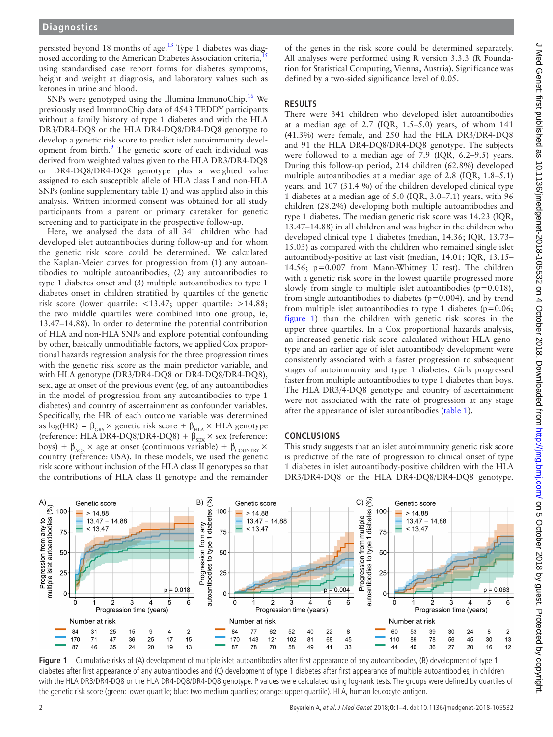persisted beyond 18 months of age.[13] Type 1 diabetes was diagnosed according to the American Diabetes Association criteria,[15] using standardised case report forms for diabetes symptoms, height and weight at diagnosis, and laboratory values such as ketones in urine and blood.

SNPs were genotyped using the Illumina ImmunoChip.[16] We previously used ImmunoChip data of 4543 TEDDY participants without a family history of type 1 diabetes and with the HLA DR3/DR4-DQ8 or the HLA DR4-DQ8/DR4-DQ8 genotype to develop a genetic risk score to predict islet autoimmunity development from birth.[9] The genetic score of each individual was derived from weighted values given to the HLA DR3/DR4-DQ8 or DR4-DQ8/DR4-DQ8 genotype plus a weighted value assigned to each susceptible allele of HLA class I and non-HLA SNPs (online supplementary table 1) and was applied also in this analysis. Written informed consent was obtained for all study participants from a parent or primary caretaker for genetic screening and to participate in the prospective follow-up.

Here, we analysed the data of all 341 children who had developed islet autoantibodies during follow-up and for whom the genetic risk score could be determined. We calculated the Kaplan-Meier curves for progression from (1) any autoantibodies to multiple autoantibodies, (2) any autoantibodies to type 1 diabetes onset and (3) multiple autoantibodies to type 1 diabetes onset in children stratified by quartiles of the genetic risk score (lower quartile: <13.47; upper quartile: >14.88; the two middle quartiles were combined into one group, ie, 13.47–14.88). In order to determine the potential contribution of HLA and non-HLA SNPs and explore potential confounding by other, basically unmodifiable factors, we applied Cox proportional hazards regression analysis for the three progression times with the genetic risk score as the main predictor variable, and with HLA genotype (DR3/DR4-DQ8 or DR4-DQ8/DR4-DQ8), sex, age at onset of the previous event (eg, of any autoantibodies in the model of progression from any autoantibodies to type 1 diabetes) and country of ascertainment as confounder variables. Specifically, the HR of each outcome variable was determined as $\log(\text{HR}) = \beta_{GRS} \times$ genetic risk score + $\beta_{HLA} \times$ HLA genotype (reference: HLA DR4-DQ8/DR4-DQ8) + $\beta_{SEX} \times$ sex (reference: boys) + $\beta_{AGE} \times$ age at onset (continuous variable) + $\beta_{COUNTRY} \times$ country (reference: USA). In these models, we used the genetic risk score without inclusion of the HLA class II genotypes so that the contributions of HLA class II genotype and the remainder of the genes in the risk score could be determined separately. All analyses were performed using R version 3.3.3 (R Foundation for Statistical Computing, Vienna, Austria). Significance was defined by a two-sided significance level of 0.05.

## RESULTS

There were 341 children who developed islet autoantibodies at a median age of 2.7 (IQR, 1.5–5.0) years, of whom 141 (41.3%) were female, and 250 had the HLA DR3/DR4-DQ8 and 91 the HLA DR4-DQ8/DR4-DQ8 genotype. The subjects were followed to a median age of 7.9 (IQR, 6.2–9.5) years. During this follow-up period, 214 children (62.8%) developed multiple autoantibodies at a median age of 2.8 (IQR, 1.8–5.1) years, and 107 (31.4 %) of the children developed clinical type 1 diabetes at a median age of 5.0 (IQR, 3.0–7.1) years, with 96 children (28.2%) developing both multiple autoantibodies and type 1 diabetes. The median genetic risk score was 14.23 (IQR, 13.47–14.88) in all children and was higher in the children who developed clinical type 1 diabetes (median, 14.36; IQR, 13.73–15.03) as compared with the children who remained single islet autoantibody-positive at last visit (median, 14.01; IQR, 13.15–14.56; p=0.007 from Mann-Whitney U test). The children with a genetic risk score in the lowest quartile progressed more slowly from single to multiple islet autoantibodies (p=0.018), from single autoantibodies to diabetes (p=0.004), and by trend from multiple islet autoantibodies to type 1 diabetes (p=0.06; figure 1) than the children with genetic risk scores in the upper three quartiles. In a Cox proportional hazards analysis, an increased genetic risk score calculated without HLA genotype and an earlier age of islet autoantibody development were consistently associated with a faster progression to subsequent stages of autoimmunity and type 1 diabetes. Girls progressed faster from multiple autoantibodies to type 1 diabetes than boys. The HLA DR3/4-DQ8 genotype and country of ascertainment were not associated with the rate of progression at any stage after the appearance of islet autoantibodies (table 1).

## CONCLUSIONS

This study suggests that an islet autoimmunity genetic risk score is predictive of the rate of progression to clinical onset of type 1 diabetes in islet autoantibody-positive children with the HLA DR3/DR4-DQ8 or the HLA DR4-DQ8/DR4-DQ8 genotype.

**Figure 1** Cumulative risks of (A) development of multiple islet autoantibodies after first appearance of any autoantibodies, (B) development of type 1 diabetes after first appearance of any autoantibodies and (C) development of type 1 diabetes after first appearance of multiple autoantibodies, in children with the HLA DR3/DR4-DQ8 or the HLA DR4-DQ8/DR4-DQ8 genotype. P values were calculated using log-rank tests. The groups were defined by quartiles of the genetic risk score (green: lower quartile; blue: two medium quartiles; orange: upper quartile). HLA, human leucocyte antigen.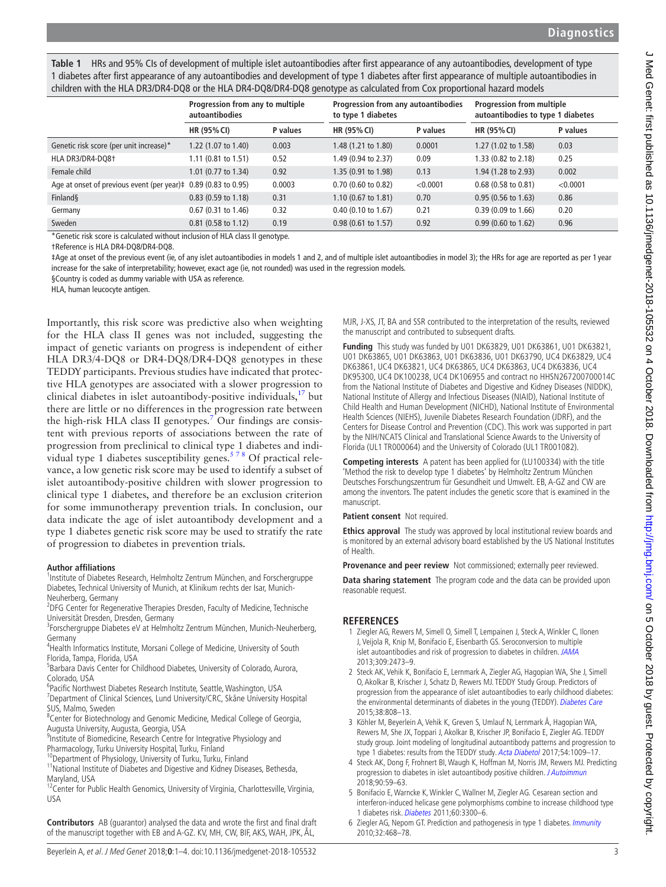**Table 1** HRs and 95% CIs of development of multiple islet autoantibodies after first appearance of any autoantibodies, development of type 1 diabetes after first appearance of any autoantibodies and development of type 1 diabetes after first appearance of multiple autoantibodies in children with the HLA DR3/DR4-DQ8 or the HLA DR4-DQ8/DR4-DQ8 genotype as calculated from Cox proportional hazard models

| | Progression from any to multiple autoantibodies | | Progression from any autoantibodies to type 1 diabetes | | Progression from multiple autoantibodies to type 1 diabetes | |
|---|---|---|---|---|---|---|
| | HR (95% CI) | P values | HR (95% CI) | P values | HR (95% CI) | P values |
| Genetic risk score (per unit increase)* | 1.22 (1.07 to 1.40) | 0.003 | 1.48 (1.21 to 1.80) | 0.0001 | 1.27 (1.02 to 1.58) | 0.03 |
| HLA DR3/DR4-DQ8† | 1.11 (0.81 to 1.51) | 0.52 | 1.49 (0.94 to 2.37) | 0.09 | 1.33 (0.82 to 2.18) | 0.25 |
| Female child | 1.01 (0.77 to 1.34) | 0.92 | 1.35 (0.91 to 1.98) | 0.13 | 1.94 (1.28 to 2.93) | 0.002 |
| Age at onset of previous event (per year)‡ | 0.89 (0.83 to 0.95) | 0.0003 | 0.70 (0.60 to 0.82) | <0.0001 | 0.68 (0.58 to 0.81) | <0.0001 |
| Finland§ | 0.83 (0.59 to 1.18) | 0.31 | 1.10 (0.67 to 1.81) | 0.70 | 0.95 (0.56 to 1.63) | 0.86 |
| Germany | 0.67 (0.31 to 1.46) | 0.32 | 0.40 (0.10 to 1.67) | 0.21 | 0.39 (0.09 to 1.66) | 0.20 |
| Sweden | 0.81 (0.58 to 1.12) | 0.19 | 0.98 (0.61 to 1.57) | 0.92 | 0.99 (0.60 to 1.62) | 0.96 |

*Genetic risk score is calculated without inclusion of HLA class II genotype.

†Reference is HLA DR4-DQ8/DR4-DQ8.

‡Age at onset of the previous event (ie, of any islet autoantibodies in models 1 and 2, and of multiple islet autoantibodies in model 3); the HRs for age are reported as per 1 year increase for the sake of interpretability; however, exact age (ie, not rounded) was used in the regression models.

§Country is coded as dummy variable with USA as reference.

HLA, human leucocyte antigen.

Importantly, this risk score was predictive also when weighting for the HLA class II genes was not included, suggesting the impact of genetic variants on progress is independent of either HLA DR3/4-DQ8 or DR4-DQ8/DR4-DQ8 genotypes in these TEDDY participants. Previous studies have indicated that protective HLA genotypes are associated with a slower progression to clinical diabetes in islet autoantibody-positive individuals,[17] but there are little or no differences in the progression rate between the high-risk HLA class II genotypes.[7] Our findings are consistent with previous reports of associations between the rate of progression from preclinical to clinical type 1 diabetes and individual type 1 diabetes susceptibility genes.[5 7 8] Of practical relevance, a low genetic risk score may be used to identify a subset of islet autoantibody-positive children with slower progression to clinical type 1 diabetes, and therefore be an exclusion criterion for some immunotherapy prevention trials. In conclusion, our data indicate the age of islet autoantibody development and a type 1 diabetes genetic risk score may be used to stratify the rate of progression to diabetes in prevention trials.

**Author affiliations**

[1]Institute of Diabetes Research, Helmholtz Zentrum München, and Forschergruppe Diabetes, Technical University of Munich, at Klinikum rechts der Isar, Munich-Neuherberg, Germany
[2]DFG Center for Regenerative Therapies Dresden, Faculty of Medicine, Technische Universität Dresden, Dresden, Germany
[3]Forschergruppe Diabetes eV at Helmholtz Zentrum München, Munich-Neuherberg, Germany
[4]Health Informatics Institute, Morsani College of Medicine, University of South Florida, Tampa, Florida, USA
[5]Barbara Davis Center for Childhood Diabetes, University of Colorado, Aurora, Colorado, USA
[6]Pacific Northwest Diabetes Research Institute, Seattle, Washington, USA
[7]Department of Clinical Sciences, Lund University/CRC, Skåne University Hospital SUS, Malmo, Sweden
[8]Center for Biotechnology and Genomic Medicine, Medical College of Georgia, Augusta University, Augusta, Georgia, USA
[9]Institute of Biomedicine, Research Centre for Integrative Physiology and Pharmacology, Turku University Hospital, Turku, Finland
[10]Department of Physiology, University of Turku, Turku, Finland
[11]National Institute of Diabetes and Digestive and Kidney Diseases, Bethesda, Maryland, USA
[12]Center for Public Health Genomics, University of Virginia, Charlottesville, Virginia, USA

**Contributors** AB (guarantor) analysed the data and wrote the first and final draft of the manuscript together with EB and A-GZ. KV, MH, CW, BIF, AKS, WAH, JPK, ÅL, MJR, J-XS, JT, BA and SSR contributed to the interpretation of the results, reviewed the manuscript and contributed to subsequent drafts.

**Funding** This study was funded by U01 DK63829, U01 DK63861, U01 DK63821, U01 DK63865, U01 DK63863, U01 DK63836, U01 DK63790, UC4 DK63829, UC4 DK63861, UC4 DK63821, UC4 DK63865, UC4 DK63863, UC4 DK63836, UC4 DK95300, UC4 DK100238, UC4 DK106955 and contract no HHSN267200700014C from the National Institute of Diabetes and Digestive and Kidney Diseases (NIDDK), National Institute of Allergy and Infectious Diseases (NIAID), National Institute of Child Health and Human Development (NICHD), National Institute of Environmental Health Sciences (NIEHS), Juvenile Diabetes Research Foundation (JDRF), and the Centers for Disease Control and Prevention (CDC). This work was supported in part by the NIH/NCATS Clinical and Translational Science Awards to the University of Florida (UL1 TR000064) and the University of Colorado (UL1 TR001082).

**Competing interests** A patent has been applied for (LU100334) with the title 'Method the risk to develop type 1 diabetes' by Helmholtz Zentrum München Deutsches Forschungszentrum für Gesundheit und Umwelt. EB, A-GZ and CW are among the inventors. The patent includes the genetic score that is examined in the manuscript.

**Patient consent** Not required.

**Ethics approval** The study was approved by local institutional review boards and is monitored by an external advisory board established by the US National Institutes of Health.

**Provenance and peer review** Not commissioned; externally peer reviewed.

**Data sharing statement** The program code and the data can be provided upon reasonable request.

## REFERENCES

1. Ziegler AG, Rewers M, Simell O, Simell T, Lempainen J, Steck A, Winkler C, Ilonen J, Veijola R, Knip M, Bonifacio E, Eisenbarth GS. Seroconversion to multiple islet autoantibodies and risk of progression to diabetes in children. *JAMA* 2013;309:2473–9.
2. Steck AK, Vehik K, Bonifacio E, Lernmark A, Ziegler AG, Hagopian WA, She J, Simell O, Akolkar B, Krischer J, Schatz D, Rewers MJ. TEDDY Study Group. Predictors of progression from the appearance of islet autoantibodies to early childhood diabetes: the environmental determinants of diabetes in the young (TEDDY). *Diabetes Care* 2015;38:808–13.
3. Köhler M, Beyerlein A, Vehik K, Greven S, Umlauf N, Lernmark Å, Hagopian WA, Rewers M, She JX, Toppari J, Akolkar B, Krischer JP, Bonifacio E, Ziegler AG. TEDDY study group. Joint modeling of longitudinal autoantibody patterns and progression to type 1 diabetes: results from the TEDDY study. *Acta Diabetol* 2017;54:1009–17.
4. Steck AK, Dong F, Frohnert BI, Waugh K, Hoffman M, Norris JM, Rewers MJ. Predicting progression to diabetes in islet autoantibody positive children. *J Autoimmun* 2018;90:59–63.
5. Bonifacio E, Warncke K, Winkler C, Wallner M, Ziegler AG. Cesarean section and interferon-induced helicase gene polymorphisms combine to increase childhood type 1 diabetes risk. *Diabetes* 2011;60:3300–6.
6. Ziegler AG, Nepom GT. Prediction and pathogenesis in type 1 diabetes. *Immunity* 2010;32:468–78.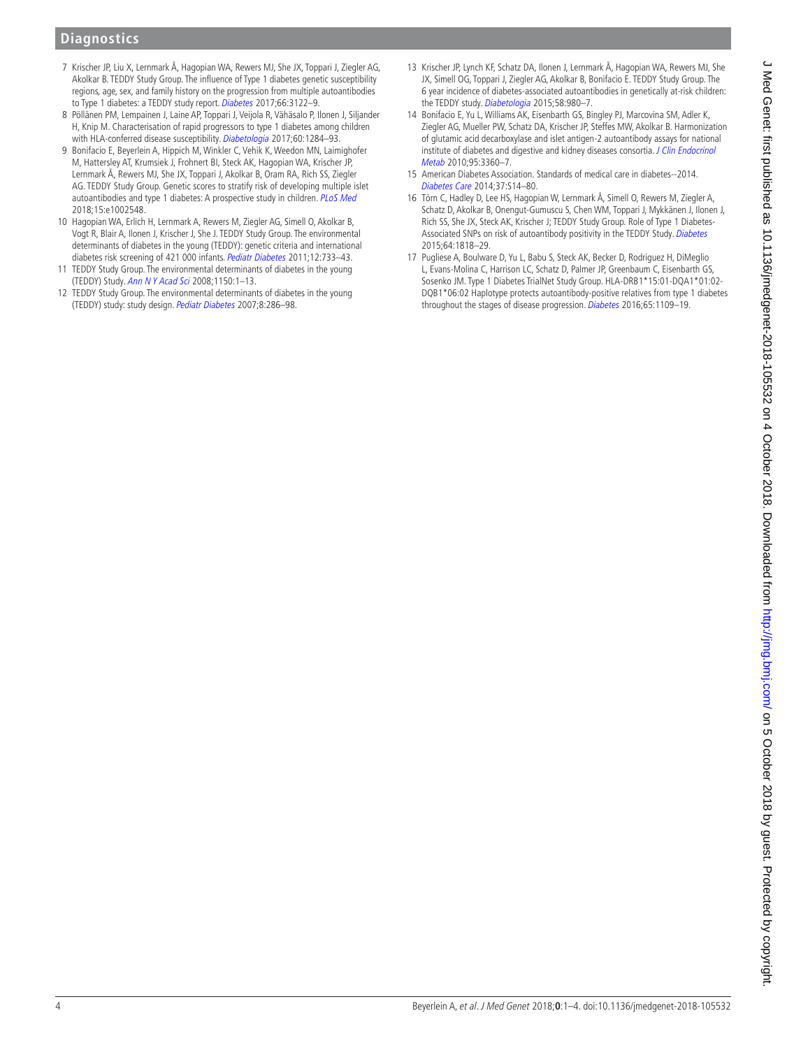7 Krischer JP, Liu X, Lernmark Å, Hagopian WA, Rewers MJ, She JX, Toppari J, Ziegler AG, Akolkar B. TEDDY Study Group. The influence of Type 1 diabetes genetic susceptibility regions, age, sex, and family history on the progression from multiple autoantibodies to Type 1 diabetes: a TEDDY study report. *Diabetes* 2017;66:3122–9.

8 Pöllänen PM, Lempainen J, Laine AP, Toppari J, Veijola R, Vähäsalo P, Ilonen J, Siljander H, Knip M. Characterisation of rapid progressors to type 1 diabetes among children with HLA-conferred disease susceptibility. *Diabetologia* 2017;60:1284–93.

9 Bonifacio E, Beyerlein A, Hippich M, Winkler C, Vehik K, Weedon MN, Laimighofer M, Hattersley AT, Krumsiek J, Frohnert BI, Steck AK, Hagopian WA, Krischer JP, Lernmark Å, Rewers MJ, She JX, Toppari J, Akolkar B, Oram RA, Rich SS, Ziegler AG. TEDDY Study Group. Genetic scores to stratify risk of developing multiple islet autoantibodies and type 1 diabetes: A prospective study in children. *PLoS Med* 2018;15:e1002548.

10 Hagopian WA, Erlich H, Lernmark A, Rewers M, Ziegler AG, Simell O, Akolkar B, Vogt R, Blair A, Ilonen J, Krischer J, She J. TEDDY Study Group. The environmental determinants of diabetes in the young (TEDDY): genetic criteria and international diabetes risk screening of 421 000 infants. *Pediatr Diabetes* 2011;12:733–43.

11 TEDDY Study Group. The environmental determinants of diabetes in the young (TEDDY) Study. *Ann N Y Acad Sci* 2008;1150:1–13.

12 TEDDY Study Group. The environmental determinants of diabetes in the young (TEDDY) study: study design. *Pediatr Diabetes* 2007;8:286–98.

13 Krischer JP, Lynch KF, Schatz DA, Ilonen J, Lernmark Å, Hagopian WA, Rewers MJ, She JX, Simell OG, Toppari J, Ziegler AG, Akolkar B, Bonifacio E. TEDDY Study Group. The 6 year incidence of diabetes-associated autoantibodies in genetically at-risk children: the TEDDY study. *Diabetologia* 2015;58:980–7.

14 Bonifacio E, Yu L, Williams AK, Eisenbarth GS, Bingley PJ, Marcovina SM, Adler K, Ziegler AG, Mueller PW, Schatz DA, Krischer JP, Steffes MW, Akolkar B. Harmonization of glutamic acid decarboxylase and islet antigen-2 autoantibody assays for national institute of diabetes and digestive and kidney diseases consortia. *J Clin Endocrinol Metab* 2010;95:3360–7.

15 American Diabetes Association. Standards of medical care in diabetes--2014. *Diabetes Care* 2014;37:S14–80.

16 Törn C, Hadley D, Lee HS, Hagopian W, Lernmark Å, Simell O, Rewers M, Ziegler A, Schatz D, Akolkar B, Onengut-Gumuscu S, Chen WM, Toppari J, Mykkänen J, Ilonen J, Rich SS, She JX, Steck AK, Krischer J; TEDDY Study Group. Role of Type 1 Diabetes-Associated SNPs on risk of autoantibody positivity in the TEDDY Study. *Diabetes* 2015;64:1818–29.

17 Pugliese A, Boulware D, Yu L, Babu S, Steck AK, Becker D, Rodriguez H, DiMeglio L, Evans-Molina C, Harrison LC, Schatz D, Palmer JP, Greenbaum C, Eisenbarth GS, Sosenko JM. Type 1 Diabetes TrialNet Study Group. HLA-DRB1*15:01-DQA1*01:02-DQB1*06:02 Haplotype protects autoantibody-positive relatives from type 1 diabetes throughout the stages of disease progression. *Diabetes* 2016;65:1109–19.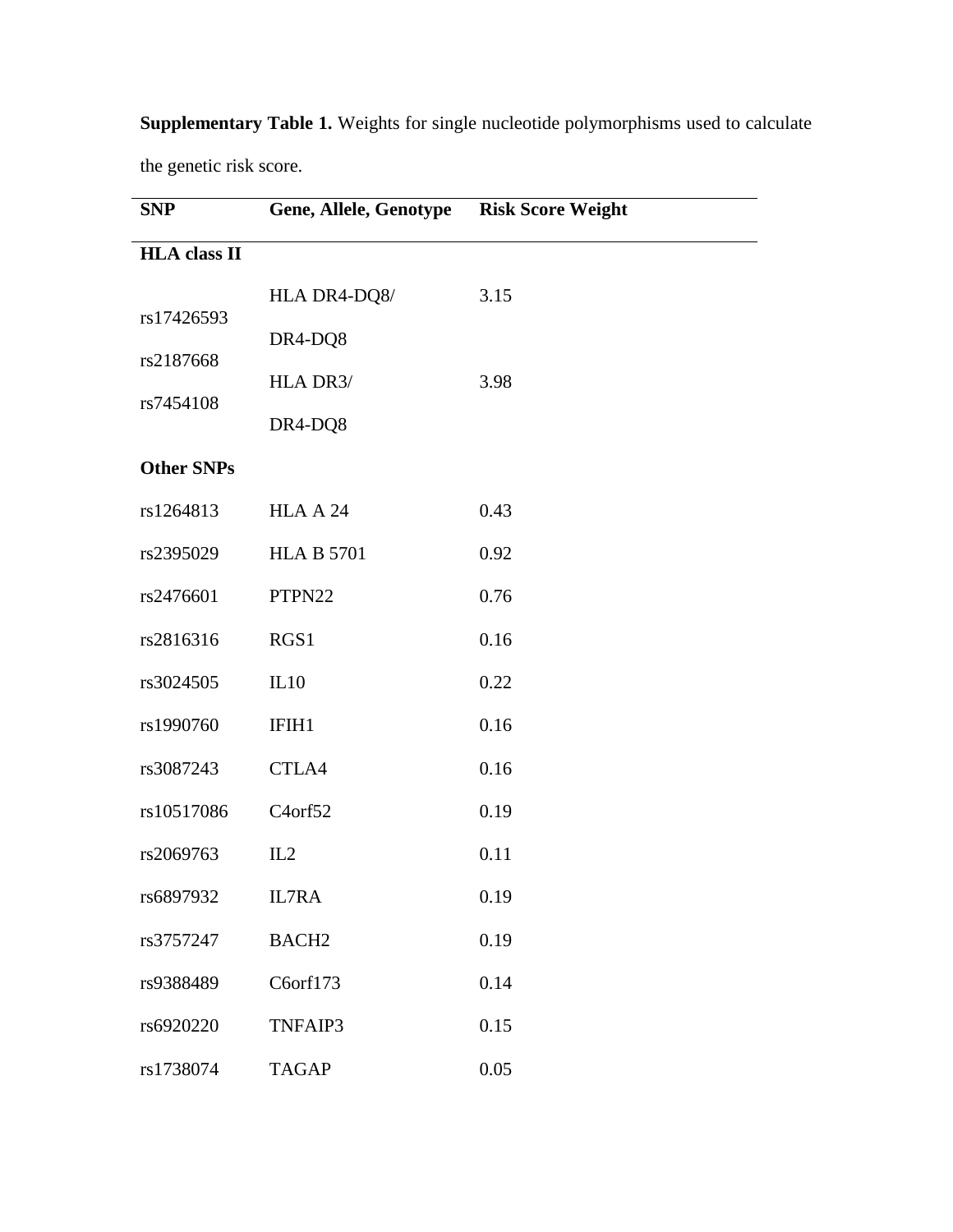**Supplementary Table 1.** Weights for single nucleotide polymorphisms used to calculate the genetic risk score.

| SNP | Gene, Allele, Genotype | Risk Score Weight |
|---|---|---|
| **HLA class II** | | |
| rs17426593<br>rs2187668<br>rs7454108 | HLA DR4-DQ8/<br>DR4-DQ8 | 3.15 |
| | HLA DR3/<br>DR4-DQ8 | 3.98 |
| **Other SNPs** | | |
| rs1264813 | HLA A 24 | 0.43 |
| rs2395029 | HLA B 5701 | 0.92 |
| rs2476601 | PTPN22 | 0.76 |
| rs2816316 | RGS1 | 0.16 |
| rs3024505 | IL10 | 0.22 |
| rs1990760 | IFIH1 | 0.16 |
| rs3087243 | CTLA4 | 0.16 |
| rs10517086 | C4orf52 | 0.19 |
| rs2069763 | IL2 | 0.11 |
| rs6897932 | IL7RA | 0.19 |
| rs3757247 | BACH2 | 0.19 |
| rs9388489 | C6orf173 | 0.14 |
| rs6920220 | TNFAIP3 | 0.15 |
| rs1738074 | TAGAP | 0.05 |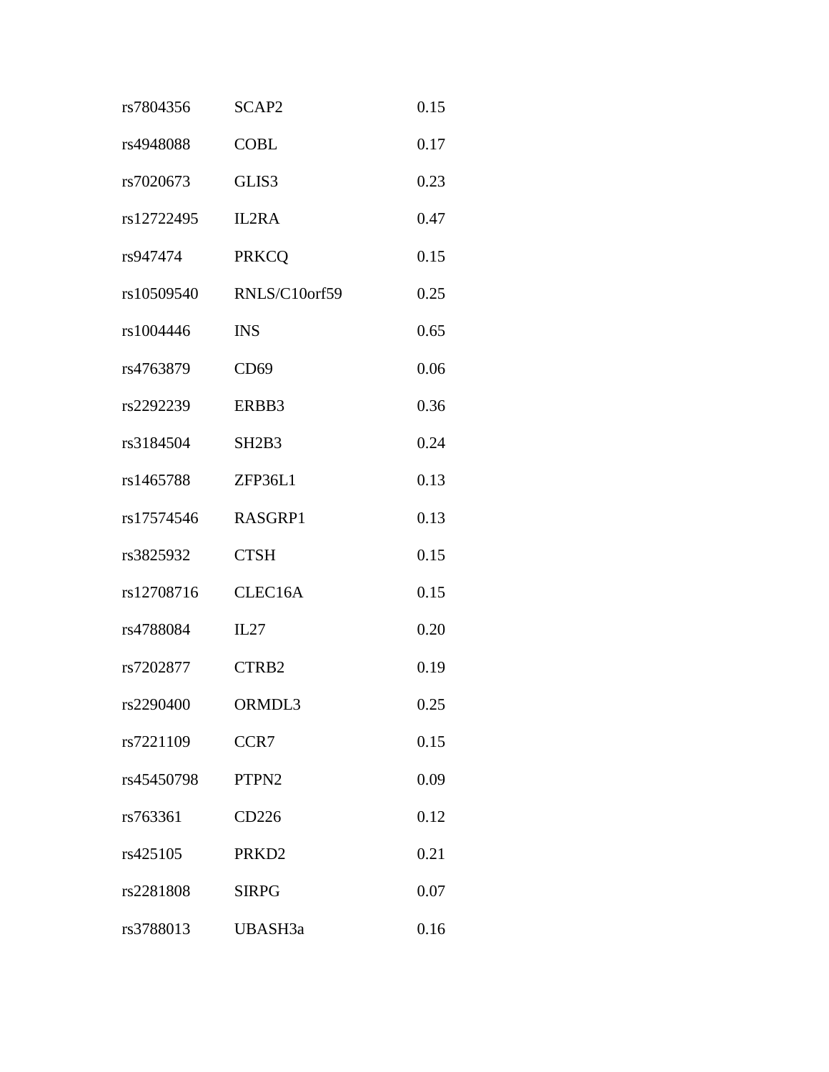| | | |
|---|---|---|
| rs7804356 | SCAP2 | 0.15 |
| rs4948088 | COBL | 0.17 |
| rs7020673 | GLIS3 | 0.23 |
| rs12722495 | IL2RA | 0.47 |
| rs947474 | PRKCQ | 0.15 |
| rs10509540 | RNLS/C10orf59 | 0.25 |
| rs1004446 | INS | 0.65 |
| rs4763879 | CD69 | 0.06 |
| rs2292239 | ERBB3 | 0.36 |
| rs3184504 | SH2B3 | 0.24 |
| rs1465788 | ZFP36L1 | 0.13 |
| rs17574546 | RASGRP1 | 0.13 |
| rs3825932 | CTSH | 0.15 |
| rs12708716 | CLEC16A | 0.15 |
| rs4788084 | IL27 | 0.20 |
| rs7202877 | CTRB2 | 0.19 |
| rs2290400 | ORMDL3 | 0.25 |
| rs7221109 | CCR7 | 0.15 |
| rs45450798 | PTPN2 | 0.09 |
| rs763361 | CD226 | 0.12 |
| rs425105 | PRKD2 | 0.21 |
| rs2281808 | SIRPG | 0.07 |
| rs3788013 | UBASH3a | 0.16 |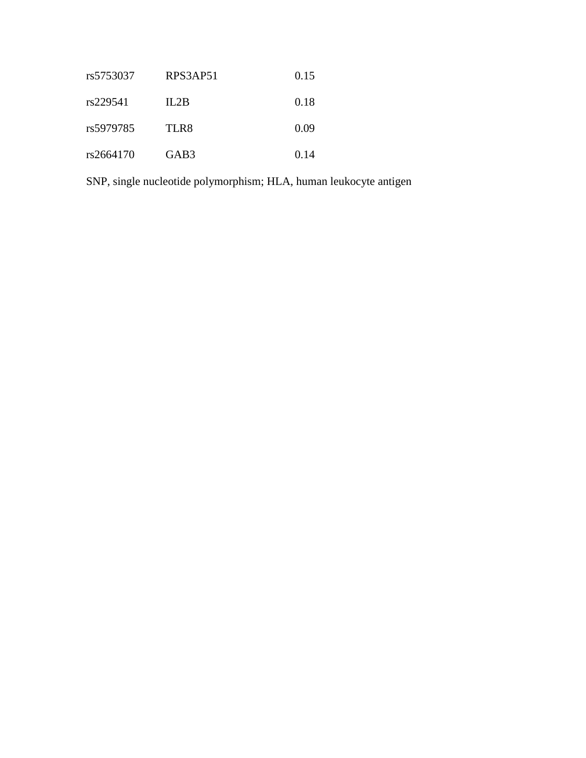| | | |
|---|---|---|
| rs5753037 | RPS3AP51 | 0.15 |
| rs229541 | IL2B | 0.18 |
| rs5979785 | TLR8 | 0.09 |
| rs2664170 | GAB3 | 0.14 |

SNP, single nucleotide polymorphism; HLA, human leukocyte antigen